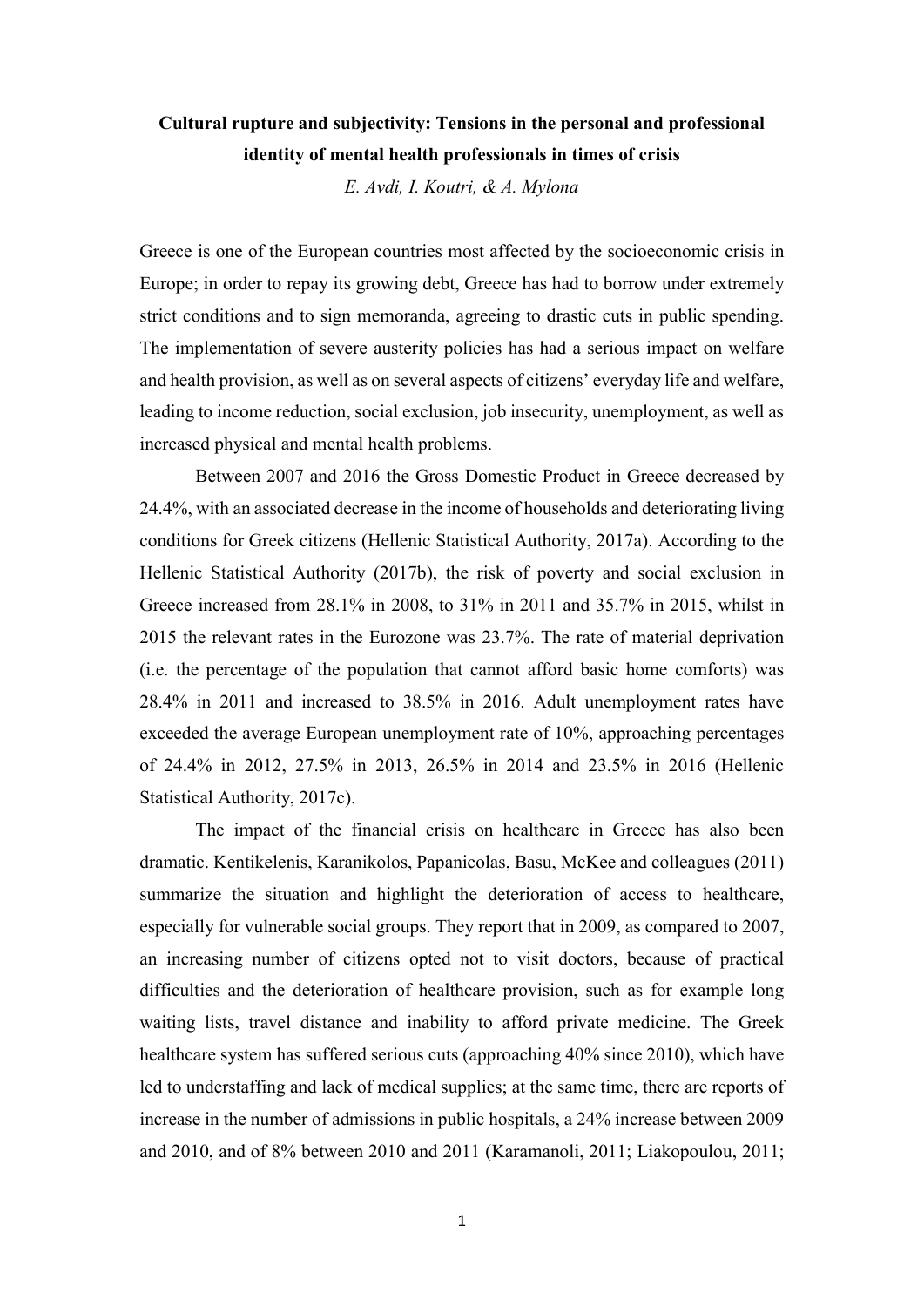# Cultural rupture and subjectivity: Tensions in the personal and professional identity of mental health professionals in times of crisis

*E. Avdi, I. Koutri, & A. Mylona*

Greece is one of the European countries most affected by the socioeconomic crisis in Europe; in order to repay its growing debt, Greece has had to borrow under extremely strict conditions and to sign memoranda, agreeing to drastic cuts in public spending. The implementation of severe austerity policies has had a serious impact on welfare and health provision, as well as on several aspects of citizens' everyday life and welfare, leading to income reduction, social exclusion, job insecurity, unemployment, as well as increased physical and mental health problems.

Between 2007 and 2016 the Gross Domestic Product in Greece decreased by 24.4%, with an associated decrease in the income of households and deteriorating living conditions for Greek citizens (Hellenic Statistical Authority, 2017a). According to the Hellenic Statistical Authority (2017b), the risk of poverty and social exclusion in Greece increased from 28.1% in 2008, to 31% in 2011 and 35.7% in 2015, whilst in 2015 the relevant rates in the Eurozone was 23.7%. The rate of material deprivation (i.e. the percentage of the population that cannot afford basic home comforts) was 28.4% in 2011 and increased to 38.5% in 2016. Adult unemployment rates have exceeded the average European unemployment rate of 10%, approaching percentages of 24.4% in 2012, 27.5% in 2013, 26.5% in 2014 and 23.5% in 2016 (Hellenic Statistical Authority, 2017c).

The impact of the financial crisis on healthcare in Greece has also been dramatic. Kentikelenis, Karanikolos, Papanicolas, Basu, McKee and colleagues (2011) summarize the situation and highlight the deterioration of access to healthcare, especially for vulnerable social groups. They report that in 2009, as compared to 2007, an increasing number of citizens opted not to visit doctors, because of practical difficulties and the deterioration of healthcare provision, such as for example long waiting lists, travel distance and inability to afford private medicine. The Greek healthcare system has suffered serious cuts (approaching 40% since 2010), which have led to understaffing and lack of medical supplies; at the same time, there are reports of increase in the number of admissions in public hospitals, a 24% increase between 2009 and 2010, and of 8% between 2010 and 2011 (Karamanoli, 2011; Liakopoulou, 2011;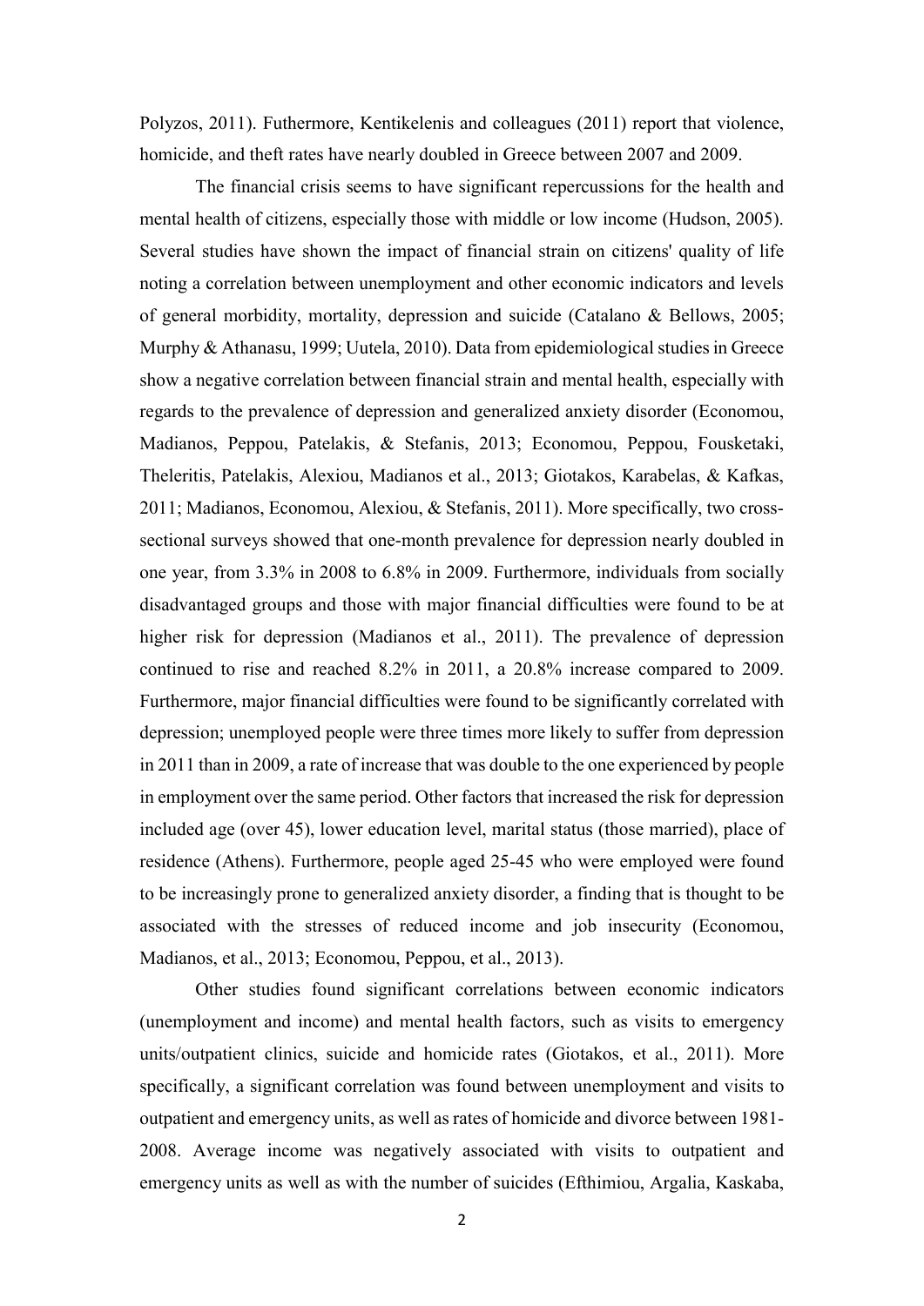Polyzos, 2011). Futhermore, Kentikelenis and colleagues (2011) report that violence, homicide, and theft rates have nearly doubled in Greece between 2007 and 2009.

The financial crisis seems to have significant repercussions for the health and mental health of citizens, especially those with middle or low income (Hudson, 2005). Several studies have shown the impact of financial strain on citizens' quality of life noting a correlation between unemployment and other economic indicators and levels of general morbidity, mortality, depression and suicide (Catalano & Bellows, 2005; Murphy & Athanasu, 1999; Uutela, 2010). Data from epidemiological studies in Greece show a negative correlation between financial strain and mental health, especially with regards to the prevalence of depression and generalized anxiety disorder (Economou, Madianos, Peppou, Patelakis, & Stefanis, 2013; Economou, Peppou, Fousketaki, Theleritis, Patelakis, Alexiou, Madianos et al., 2013; Giotakos, Karabelas, & Kafkas, 2011; Madianos, Economou, Alexiou, & Stefanis, 2011). More specifically, two cross-sectional surveys showed that one-month prevalence for depression nearly doubled in one year, from 3.3% in 2008 to 6.8% in 2009. Furthermore, individuals from socially disadvantaged groups and those with major financial difficulties were found to be at higher risk for depression (Madianos et al., 2011). The prevalence of depression continued to rise and reached 8.2% in 2011, a 20.8% increase compared to 2009. Furthermore, major financial difficulties were found to be significantly correlated with depression; unemployed people were three times more likely to suffer from depression in 2011 than in 2009, a rate of increase that was double to the one experienced by people in employment over the same period. Other factors that increased the risk for depression included age (over 45), lower education level, marital status (those married), place of residence (Athens). Furthermore, people aged 25-45 who were employed were found to be increasingly prone to generalized anxiety disorder, a finding that is thought to be associated with the stresses of reduced income and job insecurity (Economou, Madianos, et al., 2013; Economou, Peppou, et al., 2013).

Other studies found significant correlations between economic indicators (unemployment and income) and mental health factors, such as visits to emergency units/outpatient clinics, suicide and homicide rates (Giotakos, et al., 2011). More specifically, a significant correlation was found between unemployment and visits to outpatient and emergency units, as well as rates of homicide and divorce between 1981-2008. Average income was negatively associated with visits to outpatient and emergency units as well as with the number of suicides (Efthimiou, Argalia, Kaskaba,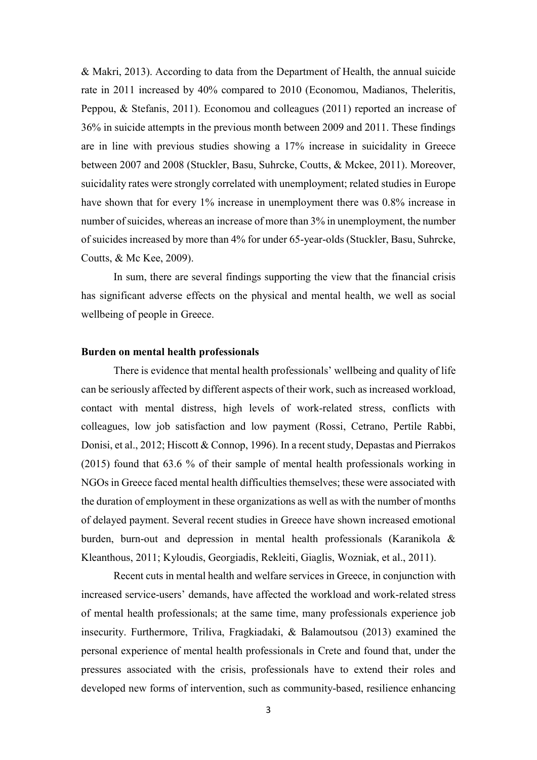& Makri, 2013). According to data from the Department of Health, the annual suicide rate in 2011 increased by 40% compared to 2010 (Economou, Madianos, Theleritis, Peppou, & Stefanis, 2011). Economou and colleagues (2011) reported an increase of 36% in suicide attempts in the previous month between 2009 and 2011. These findings are in line with previous studies showing a 17% increase in suicidality in Greece between 2007 and 2008 (Stuckler, Basu, Suhrcke, Coutts, & Mckee, 2011). Moreover, suicidality rates were strongly correlated with unemployment; related studies in Europe have shown that for every 1% increase in unemployment there was 0.8% increase in number of suicides, whereas an increase of more than 3% in unemployment, the number of suicides increased by more than 4% for under 65-year-olds (Stuckler, Basu, Suhrcke, Coutts, & Mc Kee, 2009).

In sum, there are several findings supporting the view that the financial crisis has significant adverse effects on the physical and mental health, we well as social wellbeing of people in Greece.

**Burden on mental health professionals**

There is evidence that mental health professionals' wellbeing and quality of life can be seriously affected by different aspects of their work, such as increased workload, contact with mental distress, high levels of work-related stress, conflicts with colleagues, low job satisfaction and low payment (Rossi, Cetrano, Pertile Rabbi, Donisi, et al., 2012; Hiscott & Connop, 1996). In a recent study, Depastas and Pierrakos (2015) found that 63.6 % of their sample of mental health professionals working in NGOs in Greece faced mental health difficulties themselves; these were associated with the duration of employment in these organizations as well as with the number of months of delayed payment. Several recent studies in Greece have shown increased emotional burden, burn-out and depression in mental health professionals (Karanikola & Kleanthous, 2011; Kyloudis, Georgiadis, Rekleiti, Giaglis, Wozniak, et al., 2011).

Recent cuts in mental health and welfare services in Greece, in conjunction with increased service-users' demands, have affected the workload and work-related stress of mental health professionals; at the same time, many professionals experience job insecurity. Furthermore, Triliva, Fragkiadaki, & Balamoutsou (2013) examined the personal experience of mental health professionals in Crete and found that, under the pressures associated with the crisis, professionals have to extend their roles and developed new forms of intervention, such as community-based, resilience enhancing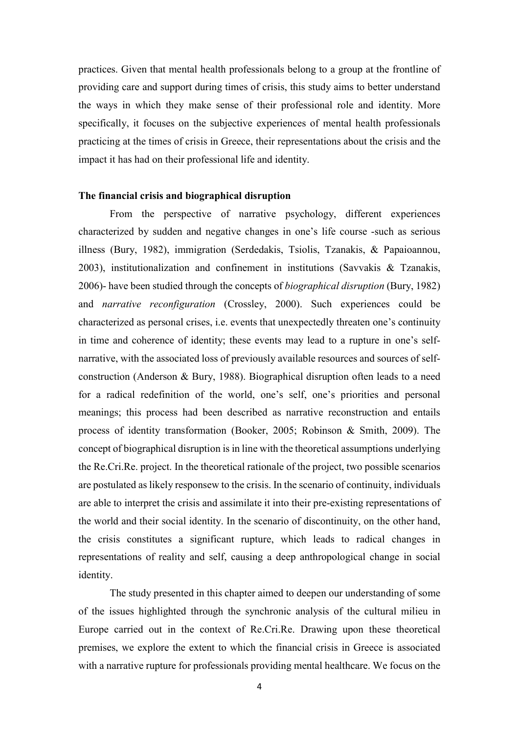practices. Given that mental health professionals belong to a group at the frontline of providing care and support during times of crisis, this study aims to better understand the ways in which they make sense of their professional role and identity. More specifically, it focuses on the subjective experiences of mental health professionals practicing at the times of crisis in Greece, their representations about the crisis and the impact it has had on their professional life and identity.

**The financial crisis and biographical disruption**

From the perspective of narrative psychology, different experiences characterized by sudden and negative changes in one's life course -such as serious illness (Bury, 1982), immigration (Serdedakis, Tsiolis, Tzanakis, & Papaioannou, 2003), institutionalization and confinement in institutions (Savvakis & Tzanakis, 2006)- have been studied through the concepts of *biographical disruption* (Bury, 1982) and *narrative reconfiguration* (Crossley, 2000). Such experiences could be characterized as personal crises, i.e. events that unexpectedly threaten one's continuity in time and coherence of identity; these events may lead to a rupture in one's self-narrative, with the associated loss of previously available resources and sources of self-construction (Anderson & Bury, 1988). Biographical disruption often leads to a need for a radical redefinition of the world, one's self, one's priorities and personal meanings; this process had been described as narrative reconstruction and entails process of identity transformation (Booker, 2005; Robinson & Smith, 2009). The concept of biographical disruption is in line with the theoretical assumptions underlying the Re.Cri.Re. project. In the theoretical rationale of the project, two possible scenarios are postulated as likely responsew to the crisis. In the scenario of continuity, individuals are able to interpret the crisis and assimilate it into their pre-existing representations of the world and their social identity. In the scenario of discontinuity, on the other hand, the crisis constitutes a significant rupture, which leads to radical changes in representations of reality and self, causing a deep anthropological change in social identity.

The study presented in this chapter aimed to deepen our understanding of some of the issues highlighted through the synchronic analysis of the cultural milieu in Europe carried out in the context of Re.Cri.Re. Drawing upon these theoretical premises, we explore the extent to which the financial crisis in Greece is associated with a narrative rupture for professionals providing mental healthcare. We focus on the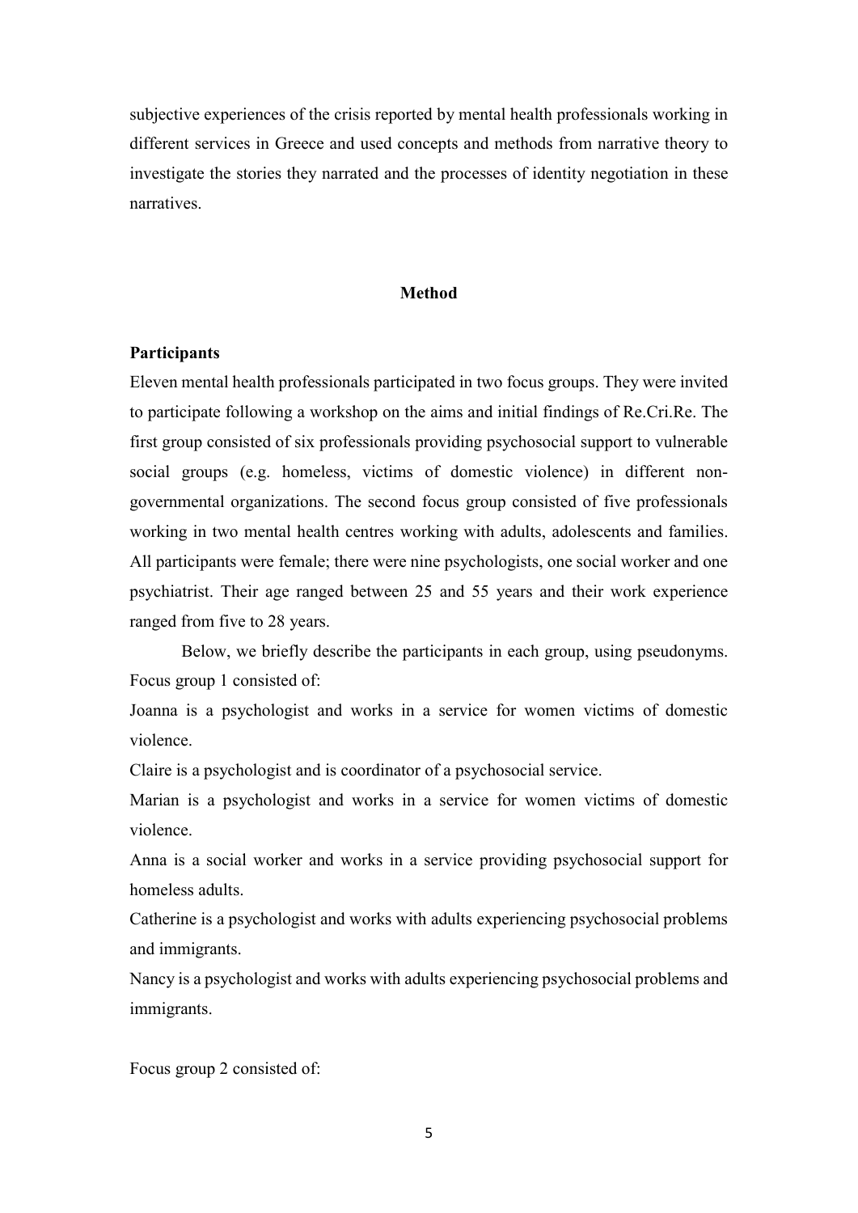subjective experiences of the crisis reported by mental health professionals working in different services in Greece and used concepts and methods from narrative theory to investigate the stories they narrated and the processes of identity negotiation in these narratives.

## Method

### Participants

Eleven mental health professionals participated in two focus groups. They were invited to participate following a workshop on the aims and initial findings of Re.Cri.Re. The first group consisted of six professionals providing psychosocial support to vulnerable social groups (e.g. homeless, victims of domestic violence) in different non-governmental organizations. The second focus group consisted of five professionals working in two mental health centres working with adults, adolescents and families. All participants were female; there were nine psychologists, one social worker and one psychiatrist. Their age ranged between 25 and 55 years and their work experience ranged from five to 28 years.

Below, we briefly describe the participants in each group, using pseudonyms. Focus group 1 consisted of:

Joanna is a psychologist and works in a service for women victims of domestic violence.

Claire is a psychologist and is coordinator of a psychosocial service.

Marian is a psychologist and works in a service for women victims of domestic violence.

Anna is a social worker and works in a service providing psychosocial support for homeless adults.

Catherine is a psychologist and works with adults experiencing psychosocial problems and immigrants.

Nancy is a psychologist and works with adults experiencing psychosocial problems and immigrants.

Focus group 2 consisted of: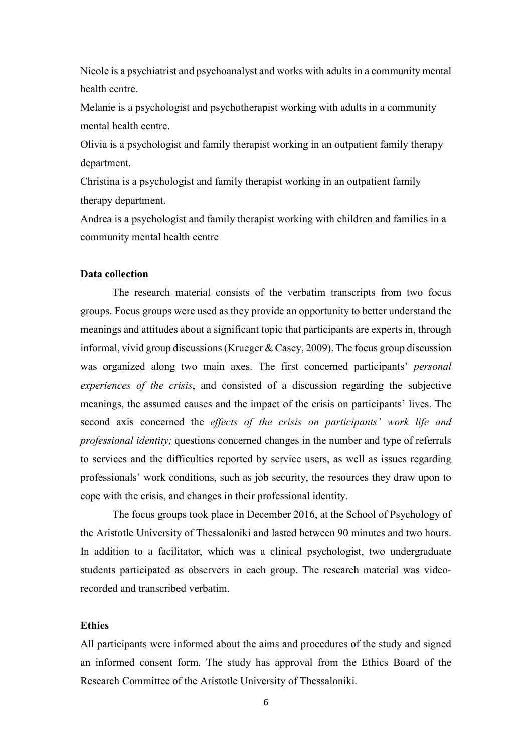Nicole is a psychiatrist and psychoanalyst and works with adults in a community mental health centre.

Melanie is a psychologist and psychotherapist working with adults in a community mental health centre.

Olivia is a psychologist and family therapist working in an outpatient family therapy department.

Christina is a psychologist and family therapist working in an outpatient family therapy department.

Andrea is a psychologist and family therapist working with children and families in a community mental health centre

**Data collection**

The research material consists of the verbatim transcripts from two focus groups. Focus groups were used as they provide an opportunity to better understand the meanings and attitudes about a significant topic that participants are experts in, through informal, vivid group discussions (Krueger & Casey, 2009). The focus group discussion was organized along two main axes. The first concerned participants' *personal experiences of the crisis*, and consisted of a discussion regarding the subjective meanings, the assumed causes and the impact of the crisis on participants' lives. The second axis concerned the *effects of the crisis on participants' work life and professional identity;* questions concerned changes in the number and type of referrals to services and the difficulties reported by service users, as well as issues regarding professionals' work conditions, such as job security, the resources they draw upon to cope with the crisis, and changes in their professional identity.

The focus groups took place in December 2016, at the School of Psychology of the Aristotle University of Thessaloniki and lasted between 90 minutes and two hours. In addition to a facilitator, which was a clinical psychologist, two undergraduate students participated as observers in each group. The research material was video-recorded and transcribed verbatim.

**Ethics**

All participants were informed about the aims and procedures of the study and signed an informed consent form. The study has approval from the Ethics Board of the Research Committee of the Aristotle University of Thessaloniki.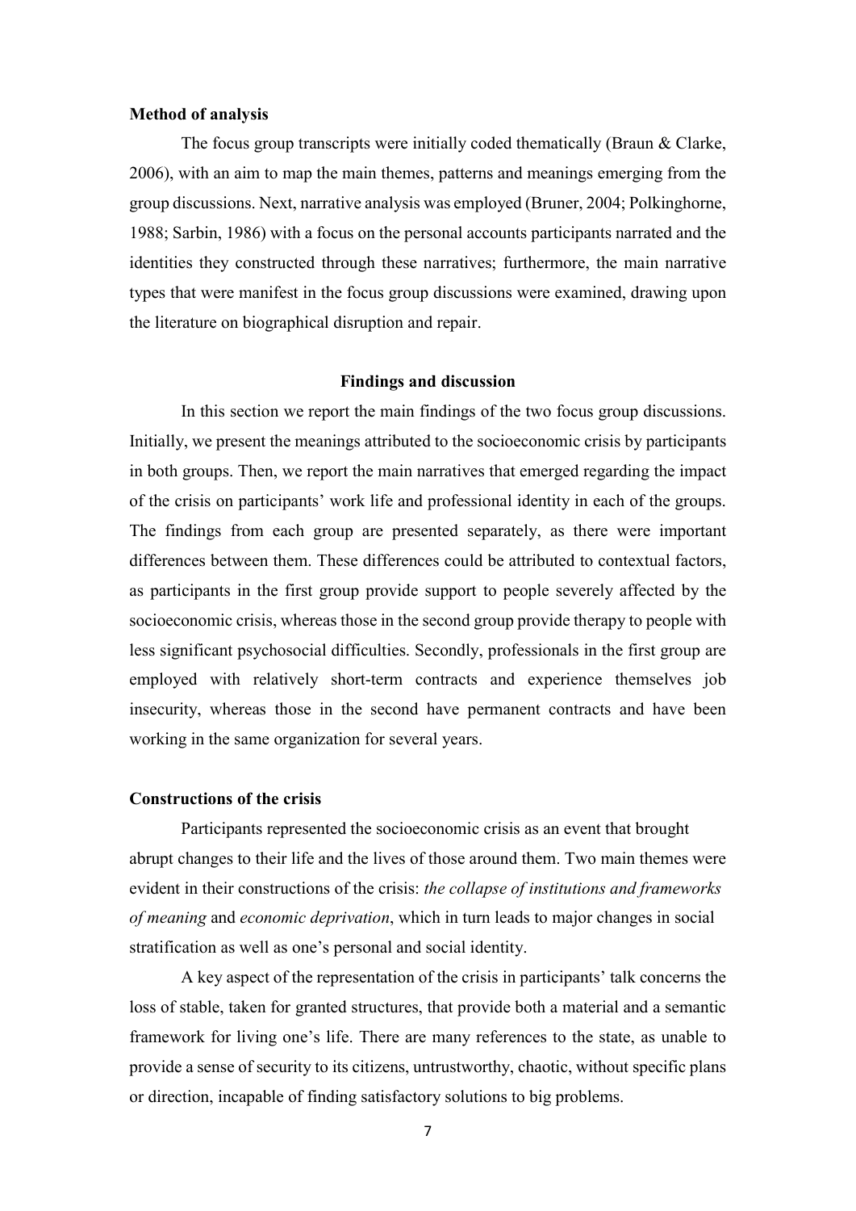**Method of analysis**

The focus group transcripts were initially coded thematically (Braun & Clarke, 2006), with an aim to map the main themes, patterns and meanings emerging from the group discussions. Next, narrative analysis was employed (Bruner, 2004; Polkinghorne, 1988; Sarbin, 1986) with a focus on the personal accounts participants narrated and the identities they constructed through these narratives; furthermore, the main narrative types that were manifest in the focus group discussions were examined, drawing upon the literature on biographical disruption and repair.

## Findings and discussion

In this section we report the main findings of the two focus group discussions. Initially, we present the meanings attributed to the socioeconomic crisis by participants in both groups. Then, we report the main narratives that emerged regarding the impact of the crisis on participants' work life and professional identity in each of the groups. The findings from each group are presented separately, as there were important differences between them. These differences could be attributed to contextual factors, as participants in the first group provide support to people severely affected by the socioeconomic crisis, whereas those in the second group provide therapy to people with less significant psychosocial difficulties. Secondly, professionals in the first group are employed with relatively short-term contracts and experience themselves job insecurity, whereas those in the second have permanent contracts and have been working in the same organization for several years.

**Constructions of the crisis**

Participants represented the socioeconomic crisis as an event that brought abrupt changes to their life and the lives of those around them. Two main themes were evident in their constructions of the crisis: *the collapse of institutions and frameworks of meaning* and *economic deprivation*, which in turn leads to major changes in social stratification as well as one's personal and social identity.

A key aspect of the representation of the crisis in participants' talk concerns the loss of stable, taken for granted structures, that provide both a material and a semantic framework for living one's life. There are many references to the state, as unable to provide a sense of security to its citizens, untrustworthy, chaotic, without specific plans or direction, incapable of finding satisfactory solutions to big problems.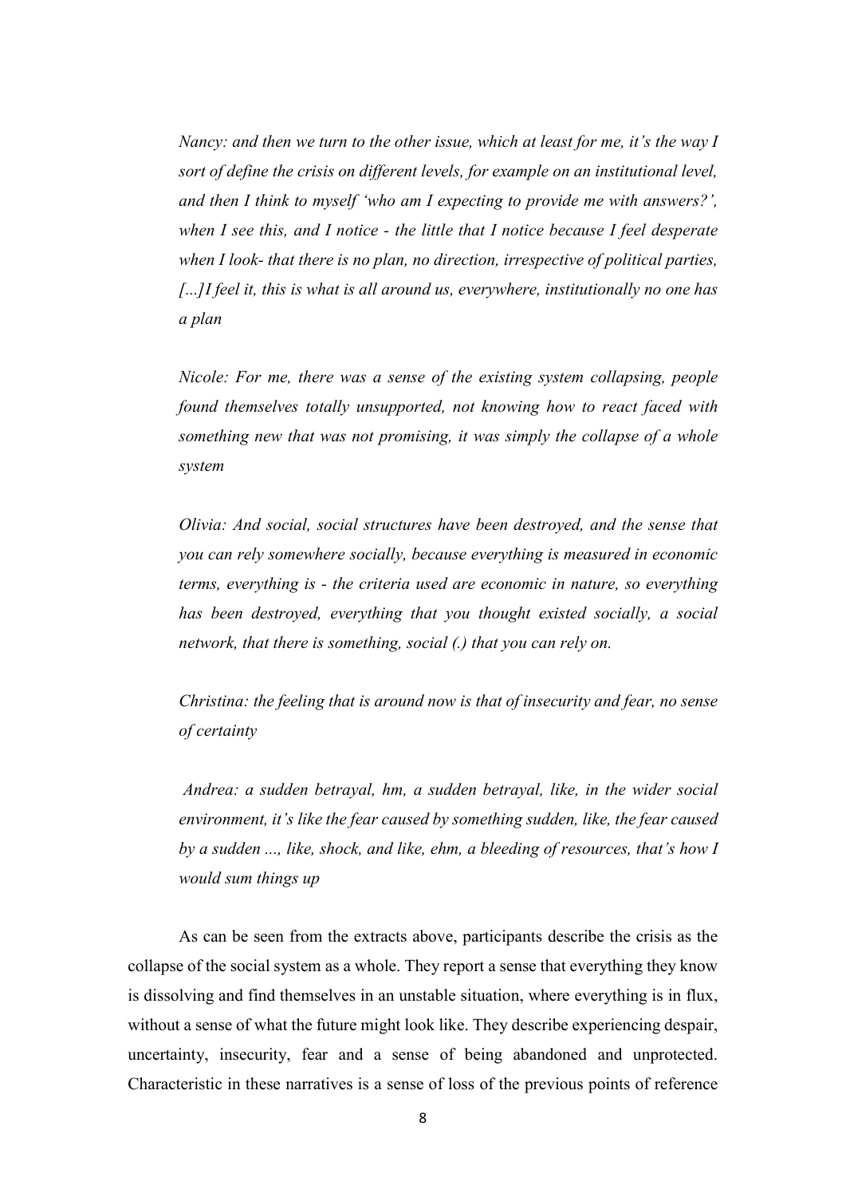*Nancy: and then we turn to the other issue, which at least for me, it's the way I sort of define the crisis on different levels, for example on an institutional level, and then I think to myself 'who am I expecting to provide me with answers?', when I see this, and I notice - the little that I notice because I feel desperate when I look- that there is no plan, no direction, irrespective of political parties, [...]I feel it, this is what is all around us, everywhere, institutionally no one has a plan*

*Nicole: For me, there was a sense of the existing system collapsing, people found themselves totally unsupported, not knowing how to react faced with something new that was not promising, it was simply the collapse of a whole system*

*Olivia: And social, social structures have been destroyed, and the sense that you can rely somewhere socially, because everything is measured in economic terms, everything is - the criteria used are economic in nature, so everything has been destroyed, everything that you thought existed socially, a social network, that there is something, social (.) that you can rely on.*

*Christina: the feeling that is around now is that of insecurity and fear, no sense of certainty*

*Andrea: a sudden betrayal, hm, a sudden betrayal, like, in the wider social environment, it's like the fear caused by something sudden, like, the fear caused by a sudden ..., like, shock, and like, ehm, a bleeding of resources, that's how I would sum things up*

As can be seen from the extracts above, participants describe the crisis as the collapse of the social system as a whole. They report a sense that everything they know is dissolving and find themselves in an unstable situation, where everything is in flux, without a sense of what the future might look like. They describe experiencing despair, uncertainty, insecurity, fear and a sense of being abandoned and unprotected. Characteristic in these narratives is a sense of loss of the previous points of reference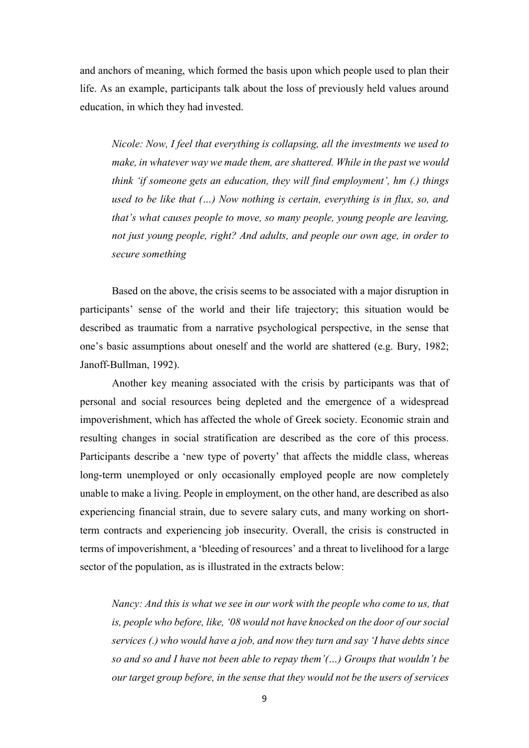and anchors of meaning, which formed the basis upon which people used to plan their life. As an example, participants talk about the loss of previously held values around education, in which they had invested.

> *Nicole: Now, I feel that everything is collapsing, all the investments we used to make, in whatever way we made them, are shattered. While in the past we would think 'if someone gets an education, they will find employment', hm (.) things used to be like that (…) Now nothing is certain, everything is in flux, so, and that's what causes people to move, so many people, young people are leaving, not just young people, right? And adults, and people our own age, in order to secure something*

Based on the above, the crisis seems to be associated with a major disruption in participants' sense of the world and their life trajectory; this situation would be described as traumatic from a narrative psychological perspective, in the sense that one's basic assumptions about oneself and the world are shattered (e.g. Bury, 1982; Janoff-Bullman, 1992).

Another key meaning associated with the crisis by participants was that of personal and social resources being depleted and the emergence of a widespread impoverishment, which has affected the whole of Greek society. Economic strain and resulting changes in social stratification are described as the core of this process. Participants describe a 'new type of poverty' that affects the middle class, whereas long-term unemployed or only occasionally employed people are now completely unable to make a living. People in employment, on the other hand, are described as also experiencing financial strain, due to severe salary cuts, and many working on short-term contracts and experiencing job insecurity. Overall, the crisis is constructed in terms of impoverishment, a 'bleeding of resources' and a threat to livelihood for a large sector of the population, as is illustrated in the extracts below:

> *Nancy: And this is what we see in our work with the people who come to us, that is, people who before, like, '08 would not have knocked on the door of our social services (.) who would have a job, and now they turn and say 'I have debts since so and so and I have not been able to repay them'(…) Groups that wouldn't be our target group before, in the sense that they would not be the users of services*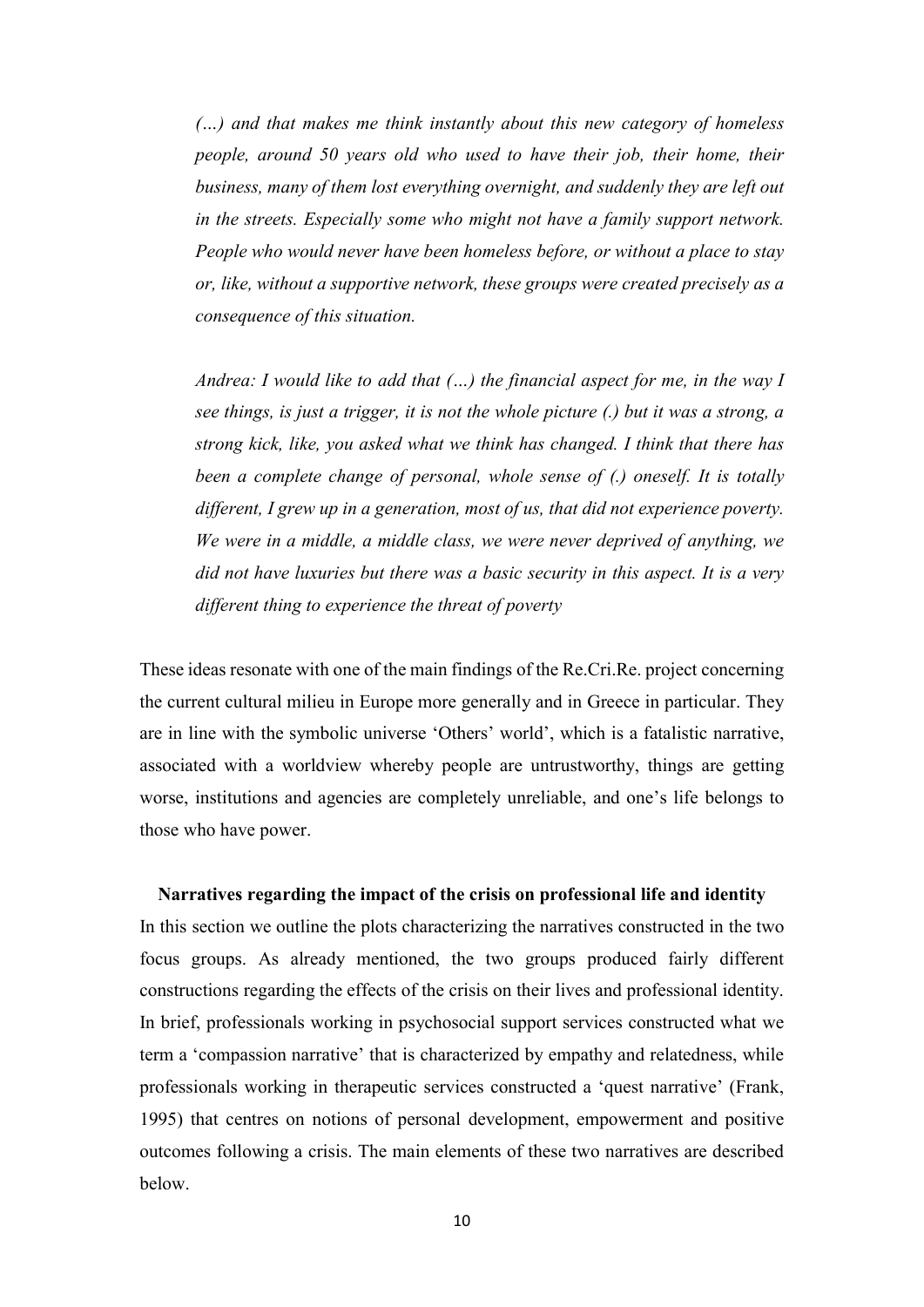*(…) and that makes me think instantly about this new category of homeless people, around 50 years old who used to have their job, their home, their business, many of them lost everything overnight, and suddenly they are left out in the streets. Especially some who might not have a family support network. People who would never have been homeless before, or without a place to stay or, like, without a supportive network, these groups were created precisely as a consequence of this situation.*

*Andrea: I would like to add that (…) the financial aspect for me, in the way I see things, is just a trigger, it is not the whole picture (.) but it was a strong, a strong kick, like, you asked what we think has changed. I think that there has been a complete change of personal, whole sense of (.) oneself. It is totally different, I grew up in a generation, most of us, that did not experience poverty. We were in a middle, a middle class, we were never deprived of anything, we did not have luxuries but there was a basic security in this aspect. It is a very different thing to experience the threat of poverty*

These ideas resonate with one of the main findings of the Re.Cri.Re. project concerning the current cultural milieu in Europe more generally and in Greece in particular. They are in line with the symbolic universe 'Others' world', which is a fatalistic narrative, associated with a worldview whereby people are untrustworthy, things are getting worse, institutions and agencies are completely unreliable, and one's life belongs to those who have power.

**Narratives regarding the impact of the crisis on professional life and identity**

In this section we outline the plots characterizing the narratives constructed in the two focus groups. As already mentioned, the two groups produced fairly different constructions regarding the effects of the crisis on their lives and professional identity. In brief, professionals working in psychosocial support services constructed what we term a 'compassion narrative' that is characterized by empathy and relatedness, while professionals working in therapeutic services constructed a 'quest narrative' (Frank, 1995) that centres on notions of personal development, empowerment and positive outcomes following a crisis. The main elements of these two narratives are described below.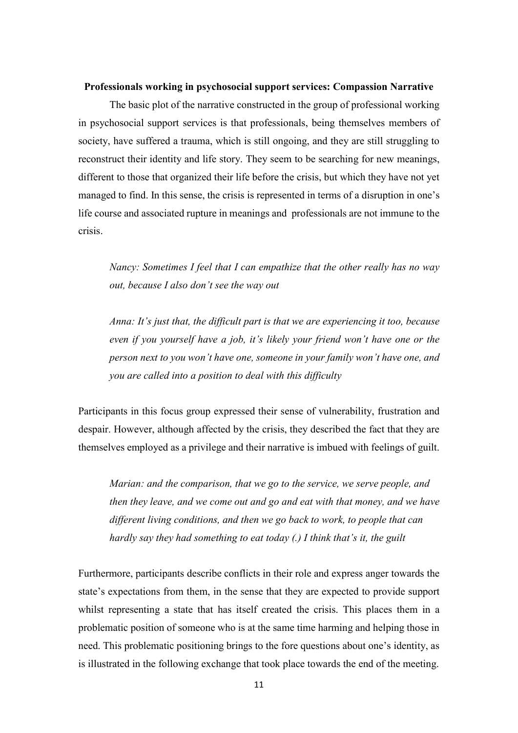**Professionals working in psychosocial support services: Compassion Narrative**

The basic plot of the narrative constructed in the group of professional working in psychosocial support services is that professionals, being themselves members of society, have suffered a trauma, which is still ongoing, and they are still struggling to reconstruct their identity and life story. They seem to be searching for new meanings, different to those that organized their life before the crisis, but which they have not yet managed to find. In this sense, the crisis is represented in terms of a disruption in one's life course and associated rupture in meanings and professionals are not immune to the crisis.

> *Nancy: Sometimes I feel that I can empathize that the other really has no way out, because I also don't see the way out*
>
> *Anna: It's just that, the difficult part is that we are experiencing it too, because even if you yourself have a job, it's likely your friend won't have one or the person next to you won't have one, someone in your family won't have one, and you are called into a position to deal with this difficulty*

Participants in this focus group expressed their sense of vulnerability, frustration and despair. However, although affected by the crisis, they described the fact that they are themselves employed as a privilege and their narrative is imbued with feelings of guilt.

> *Marian: and the comparison, that we go to the service, we serve people, and then they leave, and we come out and go and eat with that money, and we have different living conditions, and then we go back to work, to people that can hardly say they had something to eat today (.) I think that's it, the guilt*

Furthermore, participants describe conflicts in their role and express anger towards the state's expectations from them, in the sense that they are expected to provide support whilst representing a state that has itself created the crisis. This places them in a problematic position of someone who is at the same time harming and helping those in need. This problematic positioning brings to the fore questions about one's identity, as is illustrated in the following exchange that took place towards the end of the meeting.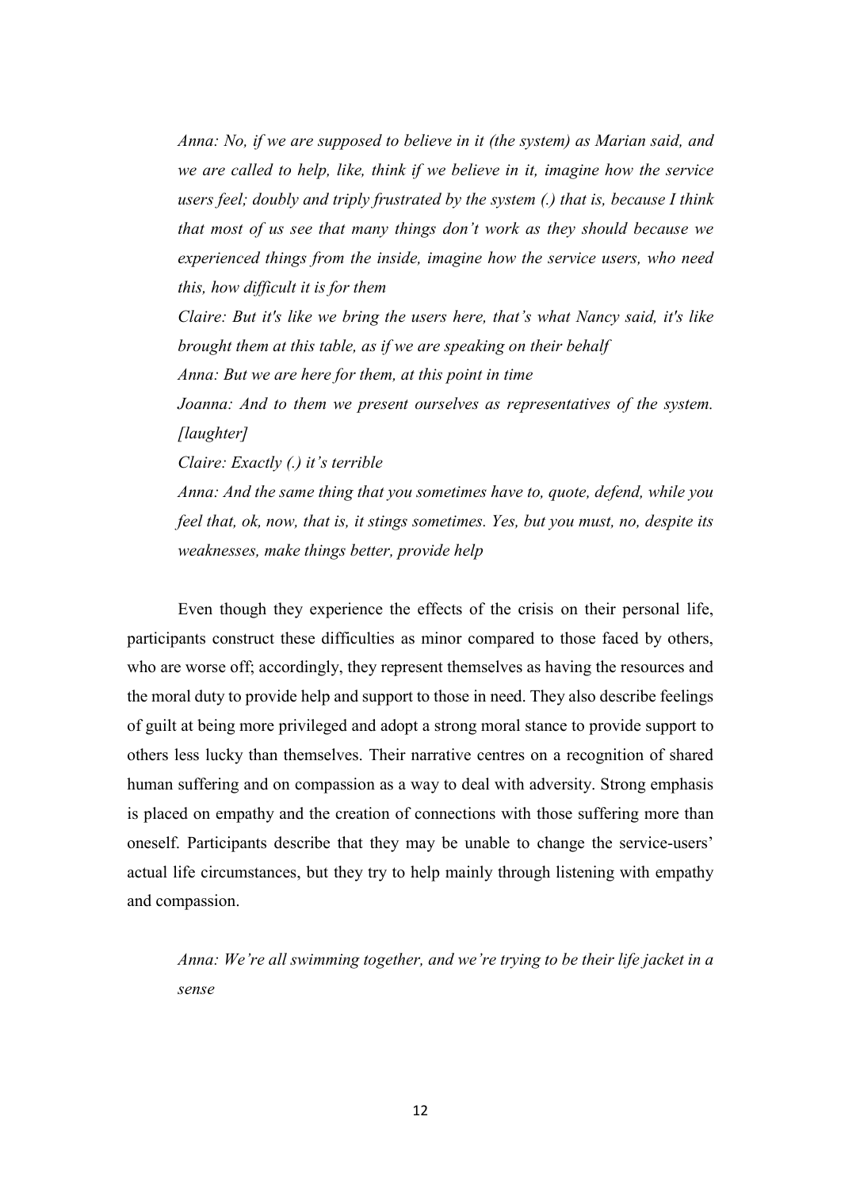*Anna: No, if we are supposed to believe in it (the system) as Marian said, and we are called to help, like, think if we believe in it, imagine how the service users feel; doubly and triply frustrated by the system (.) that is, because I think that most of us see that many things don't work as they should because we experienced things from the inside, imagine how the service users, who need this, how difficult it is for them*

*Claire: But it's like we bring the users here, that's what Nancy said, it's like brought them at this table, as if we are speaking on their behalf*

*Anna: But we are here for them, at this point in time*

*Joanna: And to them we present ourselves as representatives of the system. [laughter]*

*Claire: Exactly (.) it's terrible*

*Anna: And the same thing that you sometimes have to, quote, defend, while you feel that, ok, now, that is, it stings sometimes. Yes, but you must, no, despite its weaknesses, make things better, provide help*

Even though they experience the effects of the crisis on their personal life, participants construct these difficulties as minor compared to those faced by others, who are worse off; accordingly, they represent themselves as having the resources and the moral duty to provide help and support to those in need. They also describe feelings of guilt at being more privileged and adopt a strong moral stance to provide support to others less lucky than themselves. Their narrative centres on a recognition of shared human suffering and on compassion as a way to deal with adversity. Strong emphasis is placed on empathy and the creation of connections with those suffering more than oneself. Participants describe that they may be unable to change the service-users' actual life circumstances, but they try to help mainly through listening with empathy and compassion.

*Anna: We're all swimming together, and we're trying to be their life jacket in a sense*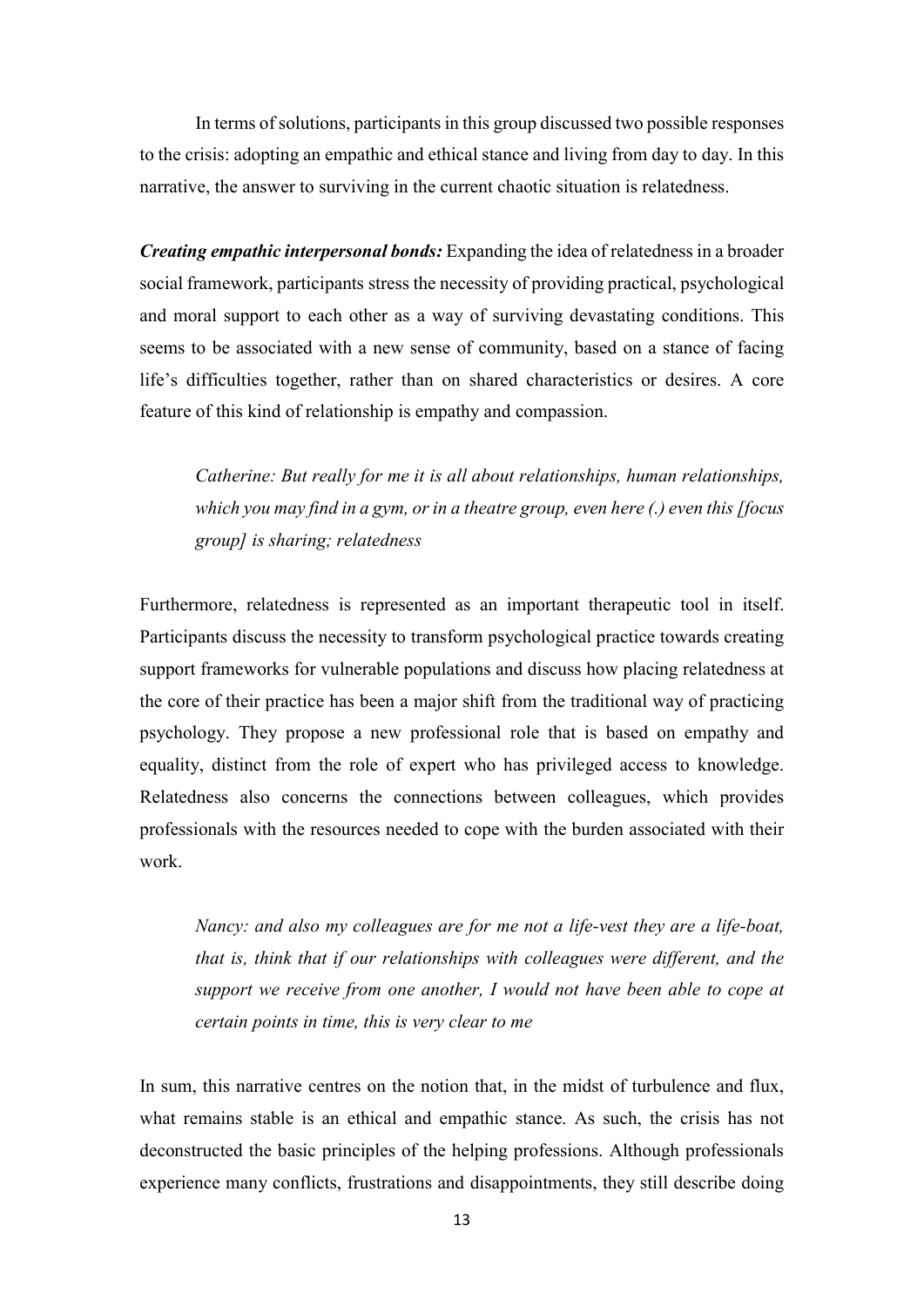In terms of solutions, participants in this group discussed two possible responses to the crisis: adopting an empathic and ethical stance and living from day to day. In this narrative, the answer to surviving in the current chaotic situation is relatedness.

***Creating empathic interpersonal bonds:*** Expanding the idea of relatedness in a broader social framework, participants stress the necessity of providing practical, psychological and moral support to each other as a way of surviving devastating conditions. This seems to be associated with a new sense of community, based on a stance of facing life's difficulties together, rather than on shared characteristics or desires. A core feature of this kind of relationship is empathy and compassion.

> *Catherine: But really for me it is all about relationships, human relationships, which you may find in a gym, or in a theatre group, even here (.) even this [focus group] is sharing; relatedness*

Furthermore, relatedness is represented as an important therapeutic tool in itself. Participants discuss the necessity to transform psychological practice towards creating support frameworks for vulnerable populations and discuss how placing relatedness at the core of their practice has been a major shift from the traditional way of practicing psychology. They propose a new professional role that is based on empathy and equality, distinct from the role of expert who has privileged access to knowledge. Relatedness also concerns the connections between colleagues, which provides professionals with the resources needed to cope with the burden associated with their work.

> *Nancy: and also my colleagues are for me not a life-vest they are a life-boat, that is, think that if our relationships with colleagues were different, and the support we receive from one another, I would not have been able to cope at certain points in time, this is very clear to me*

In sum, this narrative centres on the notion that, in the midst of turbulence and flux, what remains stable is an ethical and empathic stance. As such, the crisis has not deconstructed the basic principles of the helping professions. Although professionals experience many conflicts, frustrations and disappointments, they still describe doing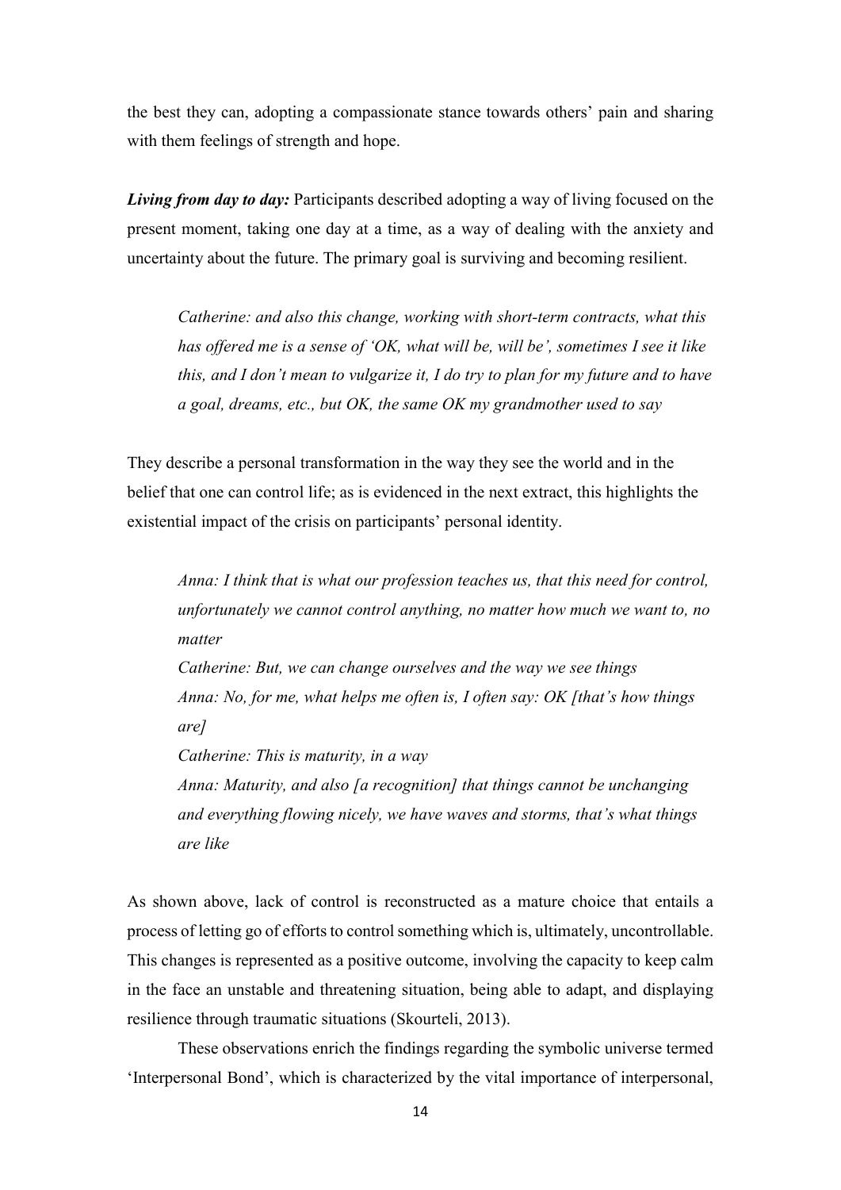the best they can, adopting a compassionate stance towards others' pain and sharing with them feelings of strength and hope.

***Living from day to day:*** Participants described adopting a way of living focused on the present moment, taking one day at a time, as a way of dealing with the anxiety and uncertainty about the future. The primary goal is surviving and becoming resilient.

> *Catherine: and also this change, working with short-term contracts, what this has offered me is a sense of 'OK, what will be, will be', sometimes I see it like this, and I don't mean to vulgarize it, I do try to plan for my future and to have a goal, dreams, etc., but OK, the same OK my grandmother used to say*

They describe a personal transformation in the way they see the world and in the belief that one can control life; as is evidenced in the next extract, this highlights the existential impact of the crisis on participants' personal identity.

> *Anna: I think that is what our profession teaches us, that this need for control, unfortunately we cannot control anything, no matter how much we want to, no matter*
> *Catherine: But, we can change ourselves and the way we see things*
> *Anna: No, for me, what helps me often is, I often say: OK [that's how things are]*
> *Catherine: This is maturity, in a way*
> *Anna: Maturity, and also [a recognition] that things cannot be unchanging and everything flowing nicely, we have waves and storms, that's what things are like*

As shown above, lack of control is reconstructed as a mature choice that entails a process of letting go of efforts to control something which is, ultimately, uncontrollable. This changes is represented as a positive outcome, involving the capacity to keep calm in the face an unstable and threatening situation, being able to adapt, and displaying resilience through traumatic situations (Skourteli, 2013).

These observations enrich the findings regarding the symbolic universe termed 'Interpersonal Bond', which is characterized by the vital importance of interpersonal,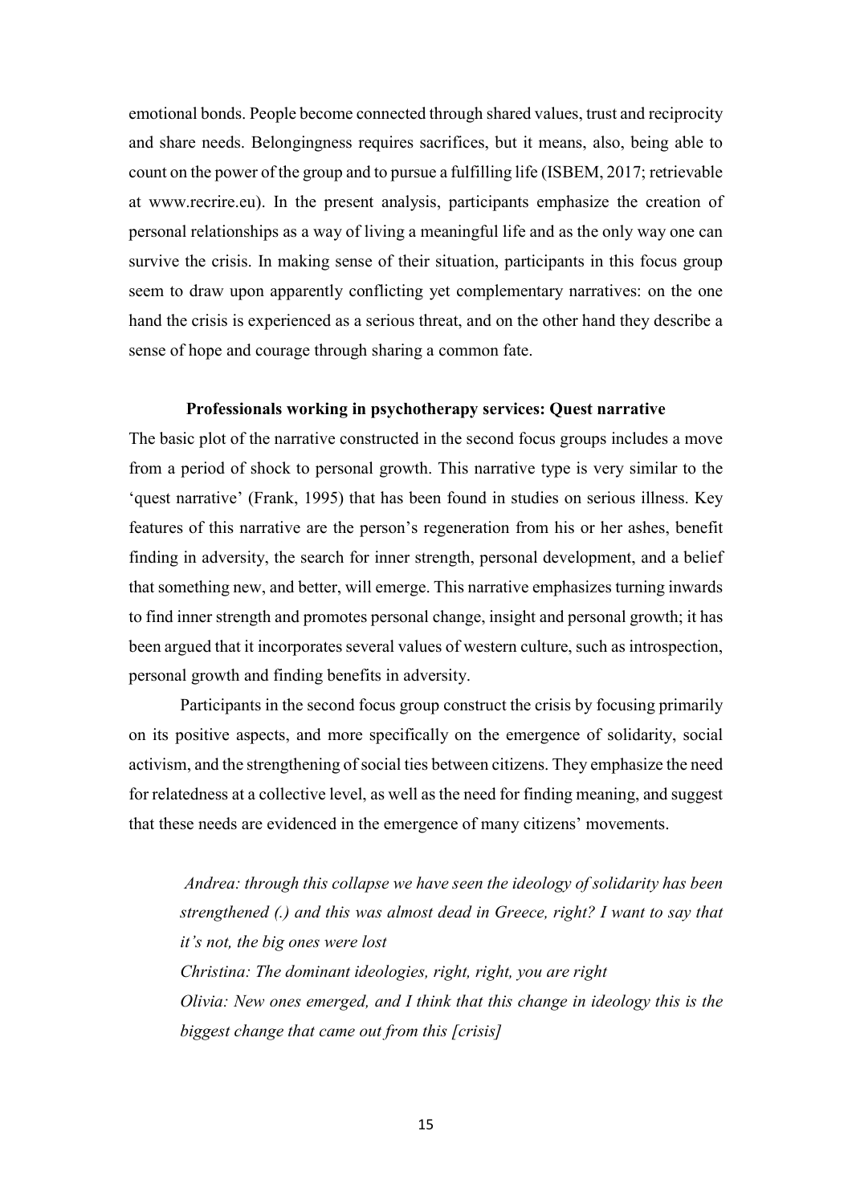emotional bonds. People become connected through shared values, trust and reciprocity and share needs. Belongingness requires sacrifices, but it means, also, being able to count on the power of the group and to pursue a fulfilling life (ISBEM, 2017; retrievable at www.recrire.eu). In the present analysis, participants emphasize the creation of personal relationships as a way of living a meaningful life and as the only way one can survive the crisis. In making sense of their situation, participants in this focus group seem to draw upon apparently conflicting yet complementary narratives: on the one hand the crisis is experienced as a serious threat, and on the other hand they describe a sense of hope and courage through sharing a common fate.

### Professionals working in psychotherapy services: Quest narrative

The basic plot of the narrative constructed in the second focus groups includes a move from a period of shock to personal growth. This narrative type is very similar to the 'quest narrative' (Frank, 1995) that has been found in studies on serious illness. Key features of this narrative are the person's regeneration from his or her ashes, benefit finding in adversity, the search for inner strength, personal development, and a belief that something new, and better, will emerge. This narrative emphasizes turning inwards to find inner strength and promotes personal change, insight and personal growth; it has been argued that it incorporates several values of western culture, such as introspection, personal growth and finding benefits in adversity.

Participants in the second focus group construct the crisis by focusing primarily on its positive aspects, and more specifically on the emergence of solidarity, social activism, and the strengthening of social ties between citizens. They emphasize the need for relatedness at a collective level, as well as the need for finding meaning, and suggest that these needs are evidenced in the emergence of many citizens' movements.

> *Andrea: through this collapse we have seen the ideology of solidarity has been strengthened (.) and this was almost dead in Greece, right? I want to say that it's not, the big ones were lost*
>
> *Christina: The dominant ideologies, right, right, you are right*
>
> *Olivia: New ones emerged, and I think that this change in ideology this is the biggest change that came out from this [crisis]*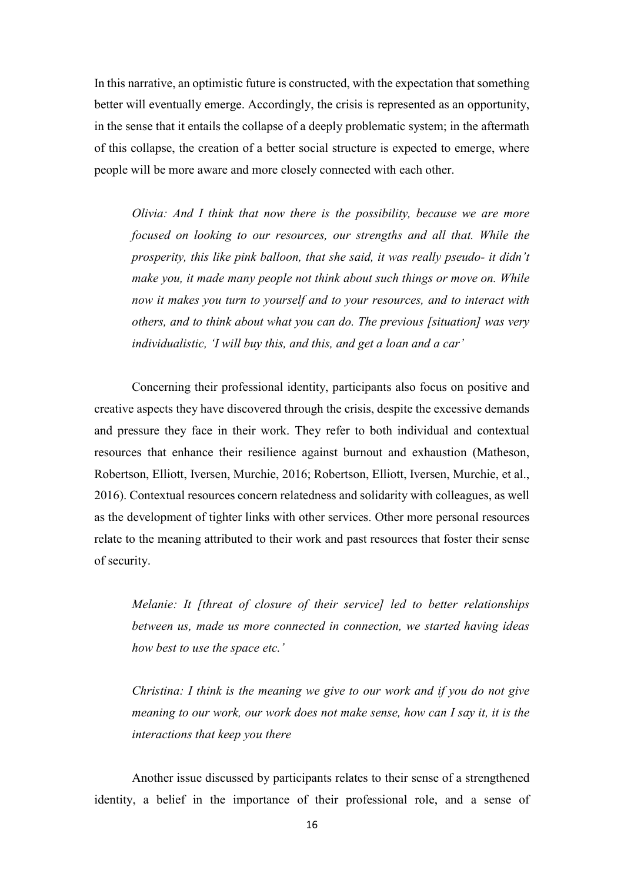In this narrative, an optimistic future is constructed, with the expectation that something better will eventually emerge. Accordingly, the crisis is represented as an opportunity, in the sense that it entails the collapse of a deeply problematic system; in the aftermath of this collapse, the creation of a better social structure is expected to emerge, where people will be more aware and more closely connected with each other.

> *Olivia: And I think that now there is the possibility, because we are more focused on looking to our resources, our strengths and all that. While the prosperity, this like pink balloon, that she said, it was really pseudo- it didn't make you, it made many people not think about such things or move on. While now it makes you turn to yourself and to your resources, and to interact with others, and to think about what you can do. The previous [situation] was very individualistic, 'I will buy this, and this, and get a loan and a car'*

Concerning their professional identity, participants also focus on positive and creative aspects they have discovered through the crisis, despite the excessive demands and pressure they face in their work. They refer to both individual and contextual resources that enhance their resilience against burnout and exhaustion (Matheson, Robertson, Elliott, Iversen, Murchie, 2016; Robertson, Elliott, Iversen, Murchie, et al., 2016). Contextual resources concern relatedness and solidarity with colleagues, as well as the development of tighter links with other services. Other more personal resources relate to the meaning attributed to their work and past resources that foster their sense of security.

> *Melanie: It [threat of closure of their service] led to better relationships between us, made us more connected in connection, we started having ideas how best to use the space etc.'*

> *Christina: I think is the meaning we give to our work and if you do not give meaning to our work, our work does not make sense, how can I say it, it is the interactions that keep you there*

Another issue discussed by participants relates to their sense of a strengthened identity, a belief in the importance of their professional role, and a sense of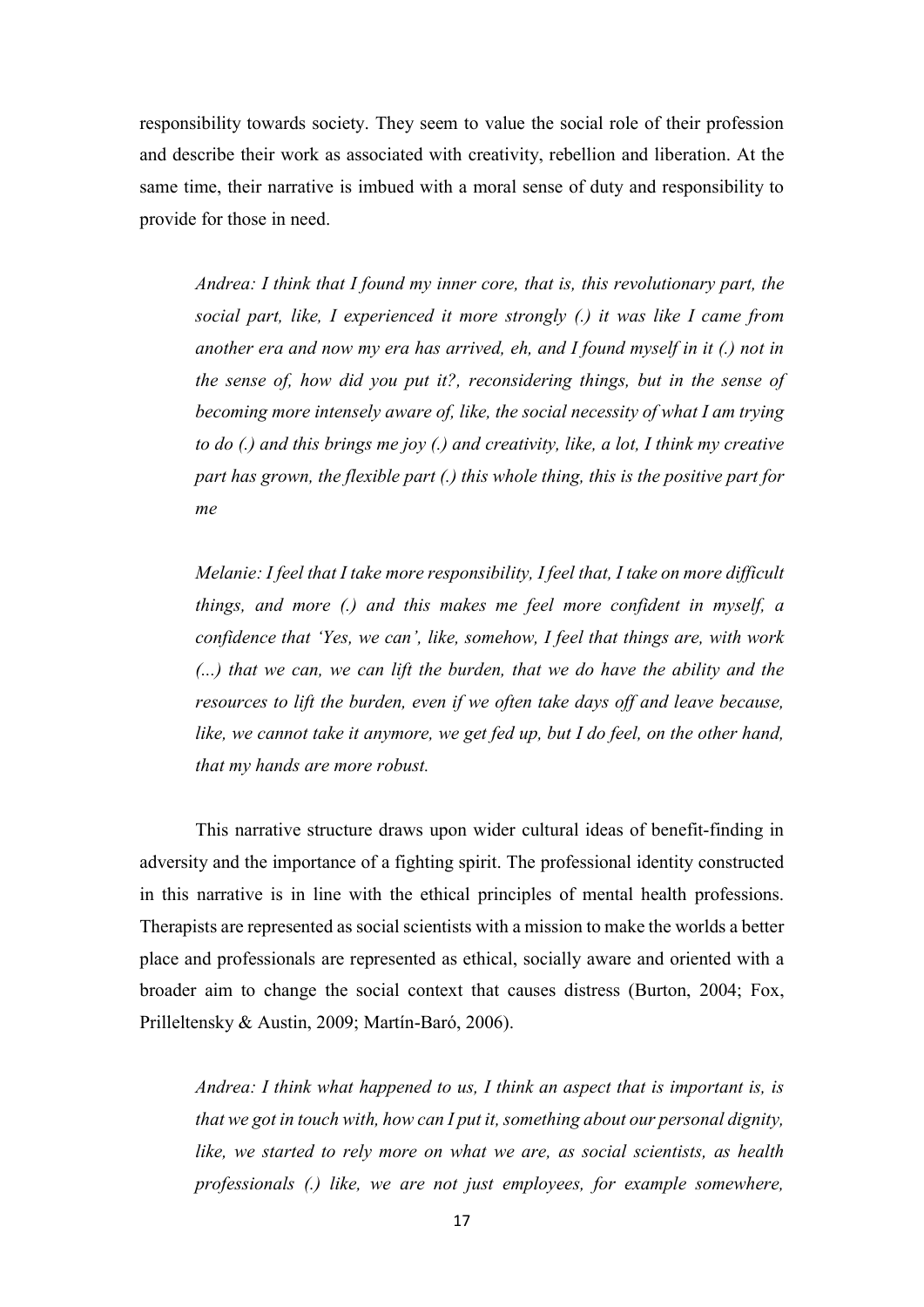responsibility towards society. They seem to value the social role of their profession and describe their work as associated with creativity, rebellion and liberation. At the same time, their narrative is imbued with a moral sense of duty and responsibility to provide for those in need.

> *Andrea: I think that I found my inner core, that is, this revolutionary part, the social part, like, I experienced it more strongly (.) it was like I came from another era and now my era has arrived, eh, and I found myself in it (.) not in the sense of, how did you put it?, reconsidering things, but in the sense of becoming more intensely aware of, like, the social necessity of what I am trying to do (.) and this brings me joy (.) and creativity, like, a lot, I think my creative part has grown, the flexible part (.) this whole thing, this is the positive part for me*

> *Melanie: I feel that I take more responsibility, I feel that, I take on more difficult things, and more (.) and this makes me feel more confident in myself, a confidence that 'Yes, we can', like, somehow, I feel that things are, with work (...) that we can, we can lift the burden, that we do have the ability and the resources to lift the burden, even if we often take days off and leave because, like, we cannot take it anymore, we get fed up, but I do feel, on the other hand, that my hands are more robust.*

This narrative structure draws upon wider cultural ideas of benefit-finding in adversity and the importance of a fighting spirit. The professional identity constructed in this narrative is in line with the ethical principles of mental health professions. Therapists are represented as social scientists with a mission to make the worlds a better place and professionals are represented as ethical, socially aware and oriented with a broader aim to change the social context that causes distress (Burton, 2004; Fox, Prilleltensky & Austin, 2009; Martín-Baró, 2006).

> *Andrea: I think what happened to us, I think an aspect that is important is, is that we got in touch with, how can I put it, something about our personal dignity, like, we started to rely more on what we are, as social scientists, as health professionals (.) like, we are not just employees, for example somewhere,*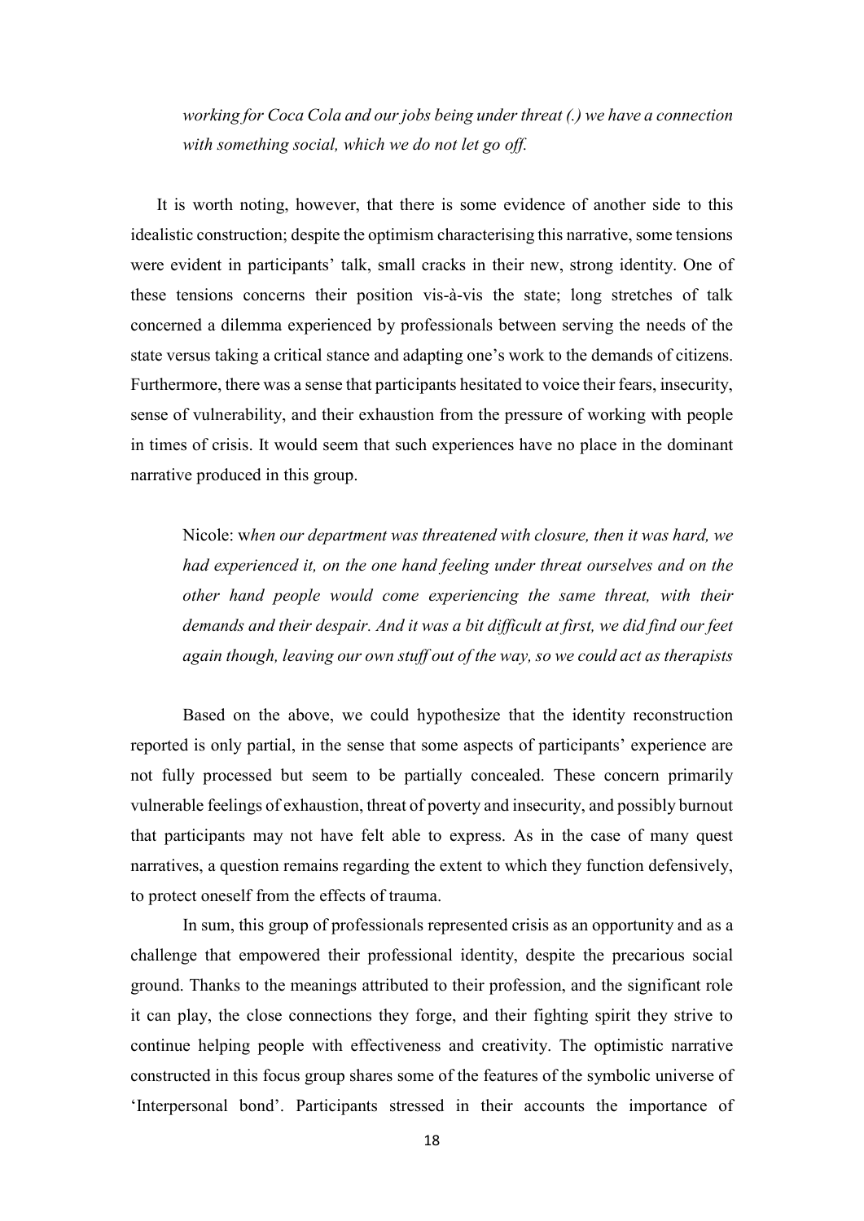*working for Coca Cola and our jobs being under threat (.) we have a connection with something social, which we do not let go off.*

It is worth noting, however, that there is some evidence of another side to this idealistic construction; despite the optimism characterising this narrative, some tensions were evident in participants' talk, small cracks in their new, strong identity. One of these tensions concerns their position vis-à-vis the state; long stretches of talk concerned a dilemma experienced by professionals between serving the needs of the state versus taking a critical stance and adapting one's work to the demands of citizens. Furthermore, there was a sense that participants hesitated to voice their fears, insecurity, sense of vulnerability, and their exhaustion from the pressure of working with people in times of crisis. It would seem that such experiences have no place in the dominant narrative produced in this group.

> Nicole: w*hen our department was threatened with closure, then it was hard, we had experienced it, on the one hand feeling under threat ourselves and on the other hand people would come experiencing the same threat, with their demands and their despair. And it was a bit difficult at first, we did find our feet again though, leaving our own stuff out of the way, so we could act as therapists*

Based on the above, we could hypothesize that the identity reconstruction reported is only partial, in the sense that some aspects of participants' experience are not fully processed but seem to be partially concealed. These concern primarily vulnerable feelings of exhaustion, threat of poverty and insecurity, and possibly burnout that participants may not have felt able to express. As in the case of many quest narratives, a question remains regarding the extent to which they function defensively, to protect oneself from the effects of trauma.

In sum, this group of professionals represented crisis as an opportunity and as a challenge that empowered their professional identity, despite the precarious social ground. Thanks to the meanings attributed to their profession, and the significant role it can play, the close connections they forge, and their fighting spirit they strive to continue helping people with effectiveness and creativity. The optimistic narrative constructed in this focus group shares some of the features of the symbolic universe of 'Interpersonal bond'. Participants stressed in their accounts the importance of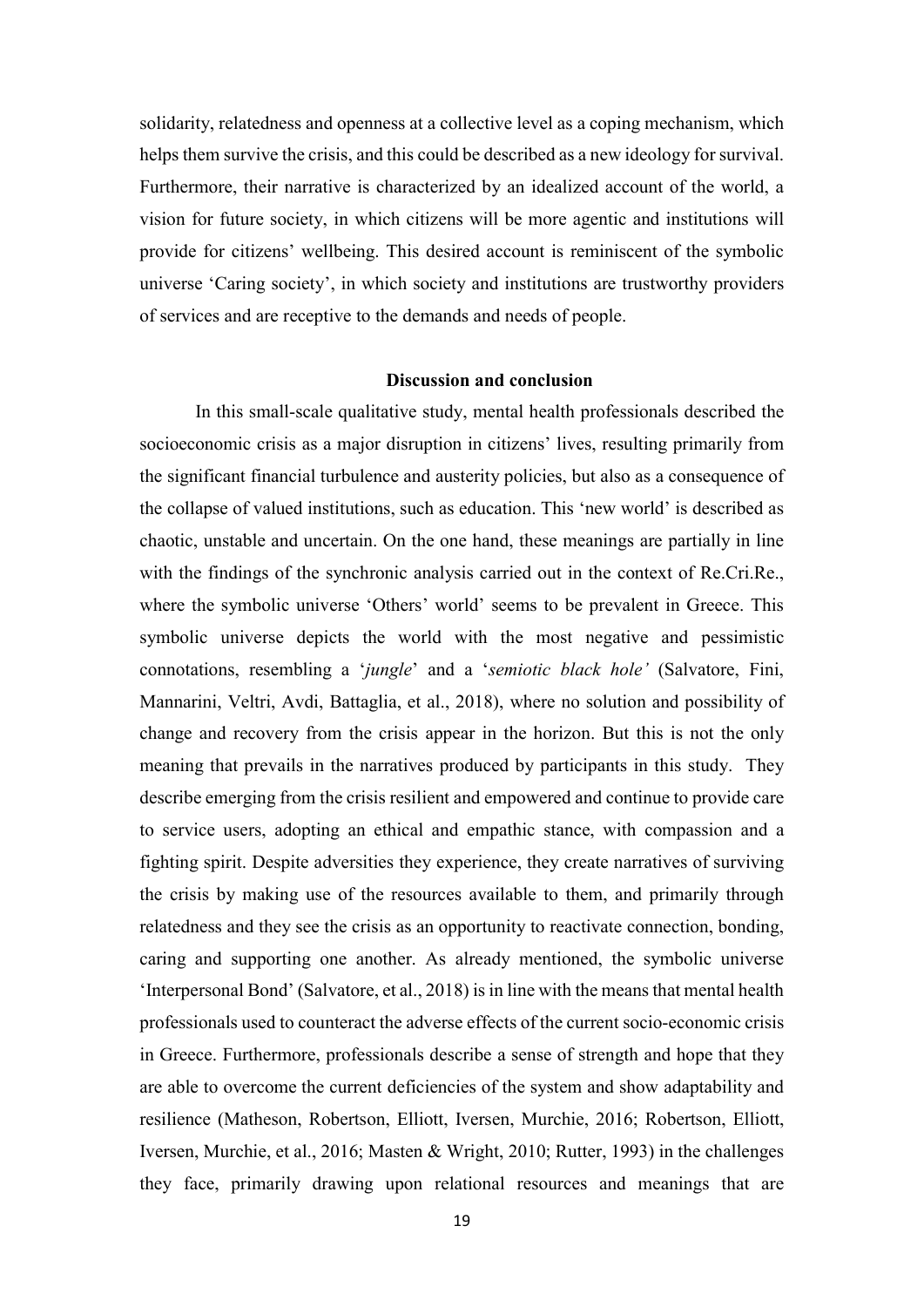solidarity, relatedness and openness at a collective level as a coping mechanism, which helps them survive the crisis, and this could be described as a new ideology for survival. Furthermore, their narrative is characterized by an idealized account of the world, a vision for future society, in which citizens will be more agentic and institutions will provide for citizens' wellbeing. This desired account is reminiscent of the symbolic universe 'Caring society', in which society and institutions are trustworthy providers of services and are receptive to the demands and needs of people.

## Discussion and conclusion

In this small-scale qualitative study, mental health professionals described the socioeconomic crisis as a major disruption in citizens' lives, resulting primarily from the significant financial turbulence and austerity policies, but also as a consequence of the collapse of valued institutions, such as education. This 'new world' is described as chaotic, unstable and uncertain. On the one hand, these meanings are partially in line with the findings of the synchronic analysis carried out in the context of Re.Cri.Re., where the symbolic universe 'Others' world' seems to be prevalent in Greece. This symbolic universe depicts the world with the most negative and pessimistic connotations, resembling a '*jungle*' and a '*semiotic black hole'* (Salvatore, Fini, Mannarini, Veltri, Avdi, Battaglia, et al., 2018), where no solution and possibility of change and recovery from the crisis appear in the horizon. But this is not the only meaning that prevails in the narratives produced by participants in this study. They describe emerging from the crisis resilient and empowered and continue to provide care to service users, adopting an ethical and empathic stance, with compassion and a fighting spirit. Despite adversities they experience, they create narratives of surviving the crisis by making use of the resources available to them, and primarily through relatedness and they see the crisis as an opportunity to reactivate connection, bonding, caring and supporting one another. As already mentioned, the symbolic universe 'Interpersonal Bond' (Salvatore, et al., 2018) is in line with the means that mental health professionals used to counteract the adverse effects of the current socio-economic crisis in Greece. Furthermore, professionals describe a sense of strength and hope that they are able to overcome the current deficiencies of the system and show adaptability and resilience (Matheson, Robertson, Elliott, Iversen, Murchie, 2016; Robertson, Elliott, Iversen, Murchie, et al., 2016; Masten & Wright, 2010; Rutter, 1993) in the challenges they face, primarily drawing upon relational resources and meanings that are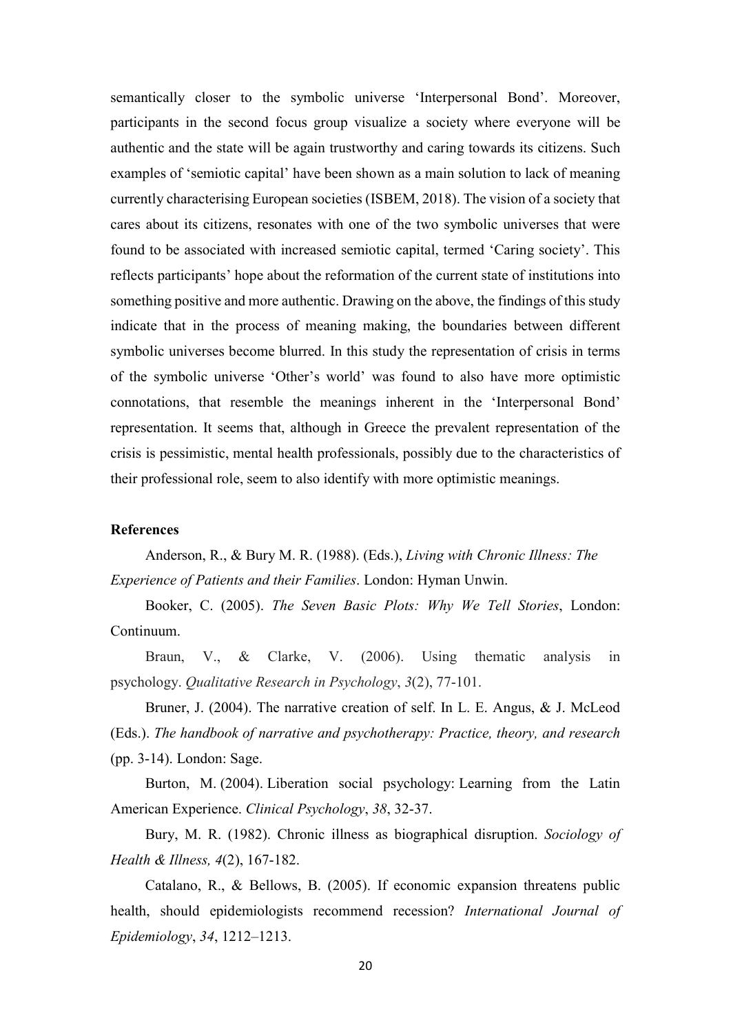semantically closer to the symbolic universe 'Interpersonal Bond'. Moreover, participants in the second focus group visualize a society where everyone will be authentic and the state will be again trustworthy and caring towards its citizens. Such examples of 'semiotic capital' have been shown as a main solution to lack of meaning currently characterising European societies (ISBEM, 2018). The vision of a society that cares about its citizens, resonates with one of the two symbolic universes that were found to be associated with increased semiotic capital, termed 'Caring society'. This reflects participants' hope about the reformation of the current state of institutions into something positive and more authentic. Drawing on the above, the findings of this study indicate that in the process of meaning making, the boundaries between different symbolic universes become blurred. In this study the representation of crisis in terms of the symbolic universe 'Other's world' was found to also have more optimistic connotations, that resemble the meanings inherent in the 'Interpersonal Bond' representation. It seems that, although in Greece the prevalent representation of the crisis is pessimistic, mental health professionals, possibly due to the characteristics of their professional role, seem to also identify with more optimistic meanings.

**References**

Anderson, R., & Bury M. R. (1988). (Eds.), *Living with Chronic Illness: The Experience of Patients and their Families*. London: Hyman Unwin.

Booker, C. (2005). *The Seven Basic Plots: Why We Tell Stories*, London: Continuum.

Braun, V., & Clarke, V. (2006). Using thematic analysis in psychology. *Qualitative Research in Psychology*, *3*(2), 77-101.

Bruner, J. (2004). The narrative creation of self. In L. E. Angus, & J. McLeod (Eds.). *The handbook of narrative and psychotherapy: Practice, theory, and research* (pp. 3-14). London: Sage.

Burton, M. (2004). Liberation social psychology: Learning from the Latin American Experience. *Clinical Psychology*, *38*, 32-37.

Bury, M. R. (1982). Chronic illness as biographical disruption. *Sociology of Health & Illness, 4*(2), 167-182.

Catalano, R., & Bellows, B. (2005). If economic expansion threatens public health, should epidemiologists recommend recession? *International Journal of Epidemiology*, *34*, 1212–1213.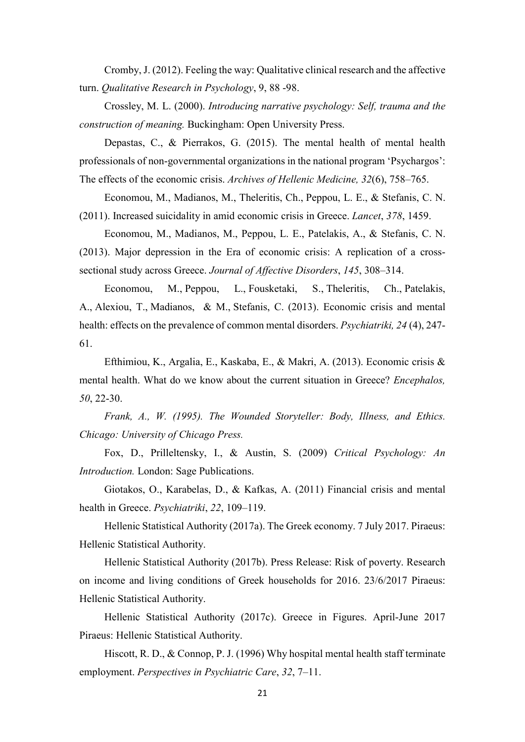Cromby, J. (2012). Feeling the way: Qualitative clinical research and the affective turn. *Qualitative Research in Psychology*, 9, 88 -98.

Crossley, M. L. (2000). *Introducing narrative psychology: Self, trauma and the construction of meaning.* Buckingham: Open University Press.

Depastas, C., & Pierrakos, G. (2015). The mental health of mental health professionals of non-governmental organizations in the national program 'Psychargos': The effects of the economic crisis. *Archives of Hellenic Medicine, 32*(6), 758–765.

Economou, M., Madianos, M., Theleritis, Ch., Peppou, L. E., & Stefanis, C. N. (2011). Increased suicidality in amid economic crisis in Greece. *Lancet*, *378*, 1459.

Economou, M., Madianos, M., Peppou, L. E., Patelakis, A., & Stefanis, C. N. (2013). Major depression in the Era of economic crisis: A replication of a cross-sectional study across Greece. *Journal of Affective Disorders*, *145*, 308–314.

Economou, M., Peppou, L., Fousketaki, S., Theleritis, Ch., Patelakis, A., Alexiou, T., Madianos, & M., Stefanis, C. (2013). Economic crisis and mental health: effects on the prevalence of common mental disorders. *Psychiatriki, 24* (4), 247-61.

Efthimiou, K., Argalia, E., Kaskaba, E., & Makri, A. (2013). Economic crisis & mental health. What do we know about the current situation in Greece? *Encephalos, 50*, 22-30.

*Frank, A., W. (1995). The Wounded Storyteller: Body, Illness, and Ethics. Chicago: University of Chicago Press.*

Fox, D., Prilleltensky, I., & Austin, S. (2009) *Critical Psychology: An Introduction.* London: Sage Publications.

Giotakos, O., Karabelas, D., & Kafkas, A. (2011) Financial crisis and mental health in Greece. *Psychiatriki*, *22*, 109–119.

Hellenic Statistical Authority (2017a). The Greek economy. 7 July 2017. Piraeus: Hellenic Statistical Authority.

Hellenic Statistical Authority (2017b). Press Release: Risk of poverty. Research on income and living conditions of Greek households for 2016. 23/6/2017 Piraeus: Hellenic Statistical Authority.

Hellenic Statistical Authority (2017c). Greece in Figures. April-June 2017 Piraeus: Hellenic Statistical Authority.

Hiscott, R. D., & Connop, P. J. (1996) Why hospital mental health staff terminate employment. *Perspectives in Psychiatric Care*, *32*, 7–11.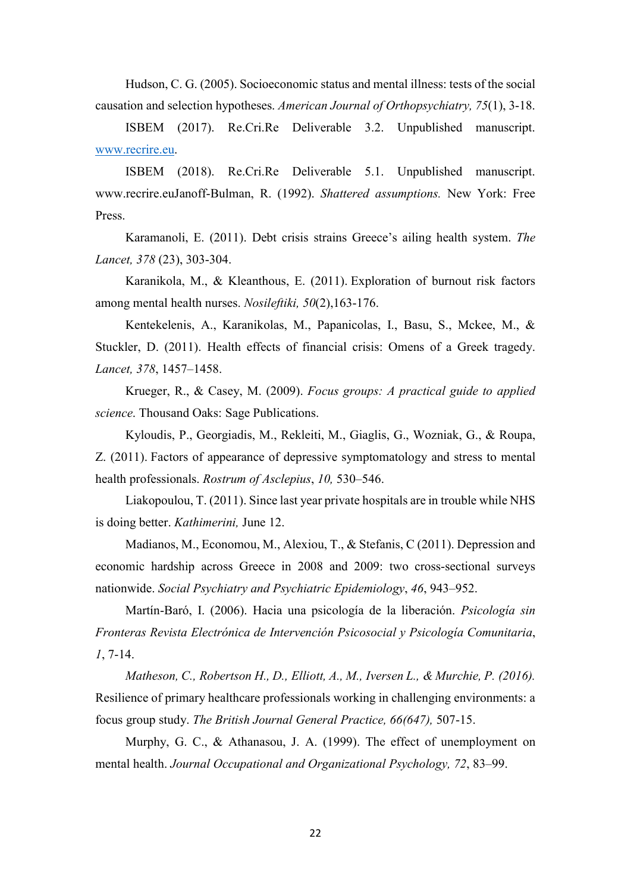Hudson, C. G. (2005). Socioeconomic status and mental illness: tests of the social causation and selection hypotheses. *American Journal of Orthopsychiatry, 75*(1), 3-18.

ISBEM (2017). Re.Cri.Re Deliverable 3.2. Unpublished manuscript. www.recrire.eu.

ISBEM (2018). Re.Cri.Re Deliverable 5.1. Unpublished manuscript. www.recrire.euJanoff-Bulman, R. (1992). *Shattered assumptions.* New York: Free Press.

Karamanoli, E. (2011). Debt crisis strains Greece's ailing health system. *The Lancet, 378* (23), 303-304.

Karanikola, M., & Kleanthous, E. (2011). Exploration of burnout risk factors among mental health nurses. *Nosileftiki, 50*(2),163-176.

Kentekelenis, A., Karanikolas, M., Papanicolas, I., Basu, S., Mckee, M., & Stuckler, D. (2011). Health effects of financial crisis: Omens of a Greek tragedy. *Lancet, 378*, 1457–1458.

Krueger, R., & Casey, M. (2009). *Focus groups: A practical guide to applied science*. Thousand Oaks: Sage Publications.

Kyloudis, P., Georgiadis, M., Rekleiti, M., Giaglis, G., Wozniak, G., & Roupa, Z. (2011). Factors of appearance of depressive symptomatology and stress to mental health professionals. *Rostrum of Asclepius*, *10,* 530–546.

Liakopoulou, T. (2011). Since last year private hospitals are in trouble while NHS is doing better. *Kathimerini,* June 12.

Madianos, M., Economou, M., Alexiou, T., & Stefanis, C (2011). Depression and economic hardship across Greece in 2008 and 2009: two cross-sectional surveys nationwide. *Social Psychiatry and Psychiatric Epidemiology*, *46*, 943–952.

Martín-Baró, I. (2006). Hacia una psicología de la liberación. *Psicología sin Fronteras Revista Electrónica de Intervención Psicosocial y Psicología Comunitaria*, *1*, 7-14.

*Matheson, C., Robertson H., D., Elliott, A., M., Iversen L., & Murchie, P. (2016).* Resilience of primary healthcare professionals working in challenging environments: a focus group study. *The British Journal General Practice, 66(647),* 507-15.

Murphy, G. C., & Athanasou, J. A. (1999). The effect of unemployment on mental health. *Journal Occupational and Organizational Psychology, 72*, 83–99.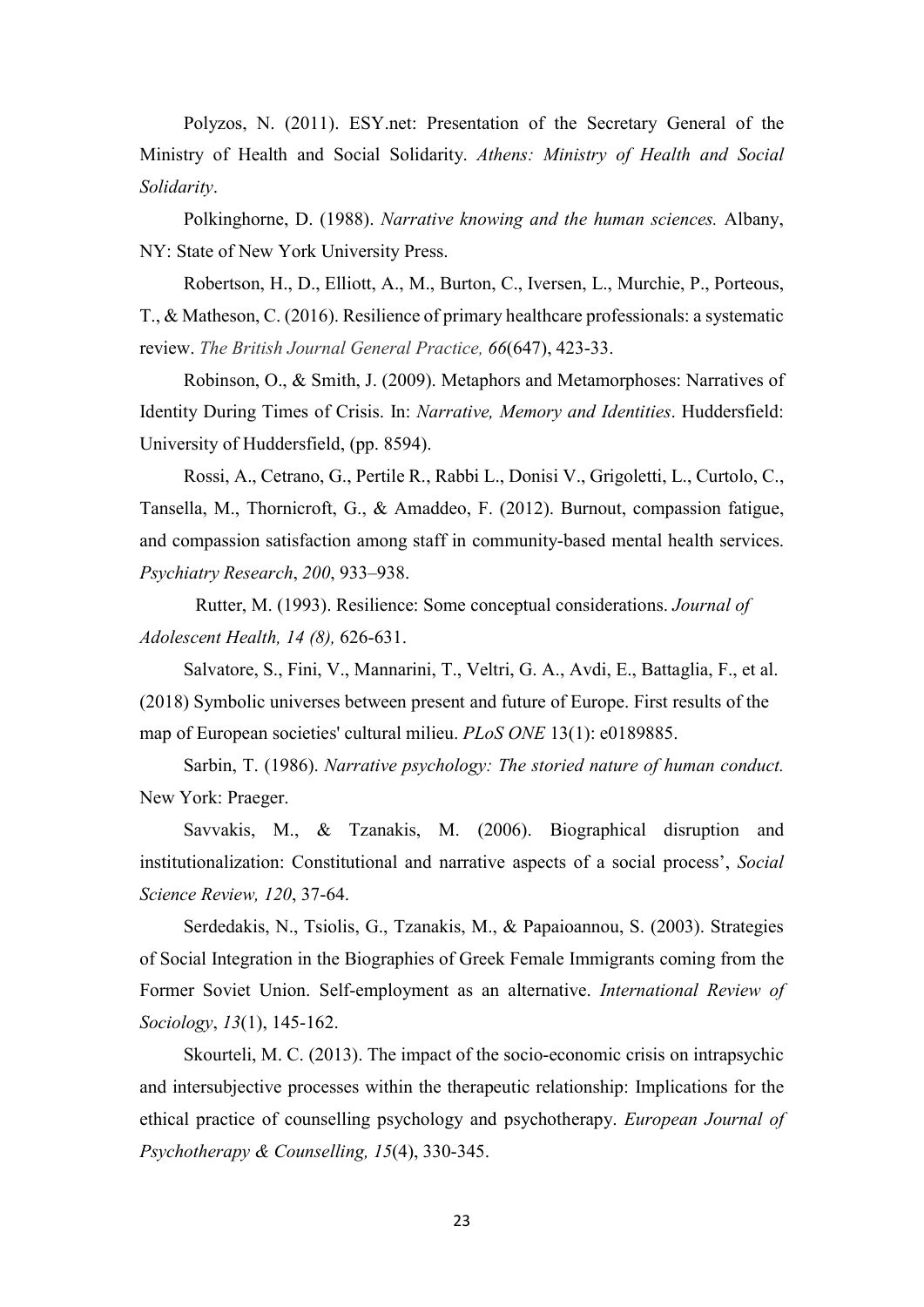Polyzos, N. (2011). ESY.net: Presentation of the Secretary General of the Ministry of Health and Social Solidarity. *Athens: Ministry of Health and Social Solidarity*.

Polkinghorne, D. (1988). *Narrative knowing and the human sciences.* Albany, NY: State of New York University Press.

Robertson, H., D., Elliott, A., M., Burton, C., Iversen, L., Murchie, P., Porteous, T., & Matheson, C. (2016). Resilience of primary healthcare professionals: a systematic review. *The British Journal General Practice, 66*(647), 423-33.

Robinson, O., & Smith, J. (2009). Metaphors and Metamorphoses: Narratives of Identity During Times of Crisis. In: *Narrative, Memory and Identities*. Huddersfield: University of Huddersfield, (pp. 8594).

Rossi, A., Cetrano, G., Pertile R., Rabbi L., Donisi V., Grigoletti, L., Curtolo, C., Tansella, M., Thornicroft, G., & Amaddeo, F. (2012). Burnout, compassion fatigue, and compassion satisfaction among staff in community-based mental health services. *Psychiatry Research*, *200*, 933–938.

Rutter, M. (1993). Resilience: Some conceptual considerations. *Journal of Adolescent Health, 14 (8),* 626-631.

Salvatore, S., Fini, V., Mannarini, T., Veltri, G. A., Avdi, E., Battaglia, F., et al. (2018) Symbolic universes between present and future of Europe. First results of the map of European societies' cultural milieu. *PLoS ONE* 13(1): e0189885.

Sarbin, T. (1986). *Narrative psychology: The storied nature of human conduct.* New York: Praeger.

Savvakis, M., & Tzanakis, M. (2006). Biographical disruption and institutionalization: Constitutional and narrative aspects of a social process', *Social Science Review, 120*, 37-64.

Serdedakis, N., Tsiolis, G., Tzanakis, M., & Papaioannou, S. (2003). Strategies of Social Integration in the Biographies of Greek Female Immigrants coming from the Former Soviet Union. Self-employment as an alternative. *International Review of Sociology*, *13*(1), 145-162.

Skourteli, M. C. (2013). The impact of the socio-economic crisis on intrapsychic and intersubjective processes within the therapeutic relationship: Implications for the ethical practice of counselling psychology and psychotherapy. *European Journal of Psychotherapy & Counselling, 15*(4), 330-345.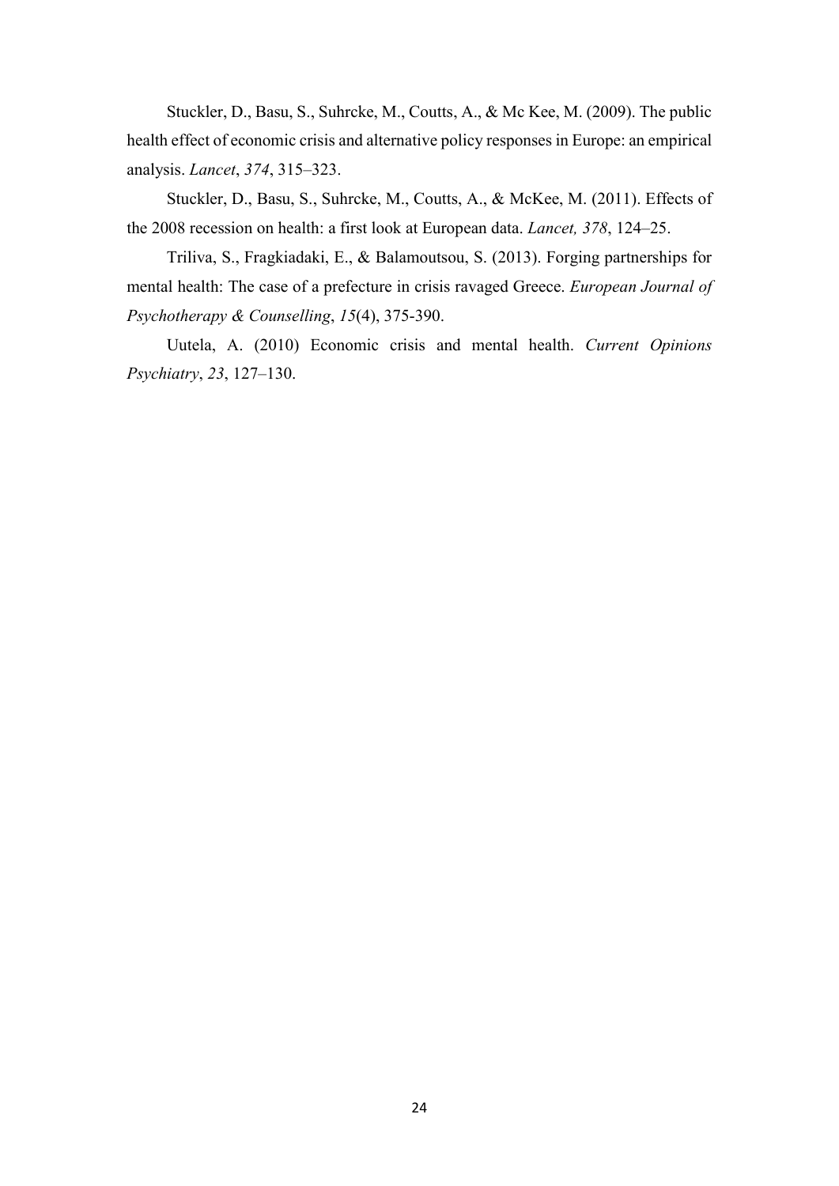Stuckler, D., Basu, S., Suhrcke, M., Coutts, A., & Mc Kee, M. (2009). The public health effect of economic crisis and alternative policy responses in Europe: an empirical analysis. *Lancet*, *374*, 315–323.

Stuckler, D., Basu, S., Suhrcke, M., Coutts, A., & McKee, M. (2011). Effects of the 2008 recession on health: a first look at European data. *Lancet, 378*, 124–25.

Triliva, S., Fragkiadaki, E., & Balamoutsou, S. (2013). Forging partnerships for mental health: The case of a prefecture in crisis ravaged Greece. *European Journal of Psychotherapy & Counselling*, *15*(4), 375-390.

Uutela, A. (2010) Economic crisis and mental health. *Current Opinions Psychiatry*, *23*, 127–130.